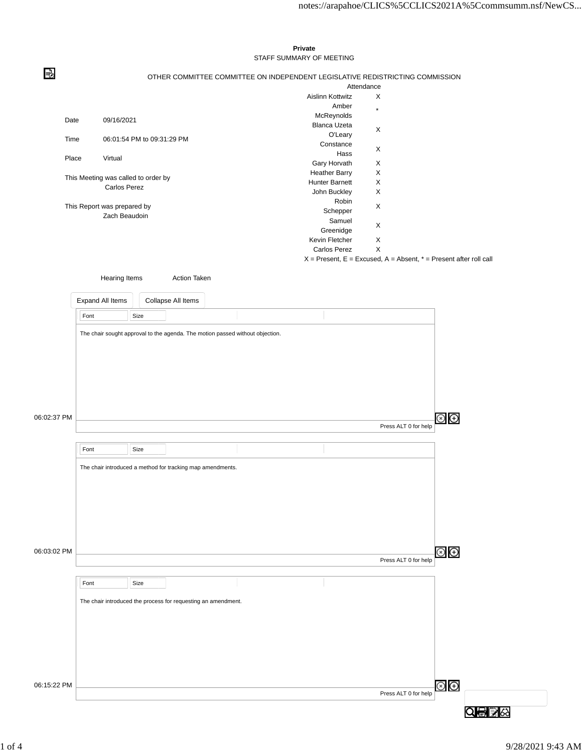**Private**

STAFF SUMMARY OF MEETING

OTHER COMMITTEE COMMITTEE ON INDEPENDENT LEGISLATIVE REDISTRICTING COMMISSION

| | |
|---|---|
| Date | 09/16/2021 |
| Time | 06:01:54 PM to 09:31:29 PM |
| Place | Virtual |

This Meeting was called to order by
Carlos Perez

This Report was prepared by
Zach Beaudoin

| Attendance | |
|---|---|
| Aislinn Kottwitz | X |
| Amber McReynolds | * |
| Blanca Uzeta O'Leary | X |
| Constance Hass | X |
| Gary Horvath | X |
| Heather Barry | X |
| Hunter Barnett | X |
| John Buckley | X |
| Robin Schepper | X |
| Samuel Greenidge | X |
| Kevin Fletcher | X |
| Carlos Perez | X |

X = Present, E = Excused, A = Absent, * = Present after roll call

| Hearing Items | Action Taken |
|---|---|

06:02:37 PM

The chair sought approval to the agenda. The motion passed without objection.

06:03:02 PM

The chair introduced a method for tracking map amendments.

06:15:22 PM

The chair introduced the process for requesting an amendment.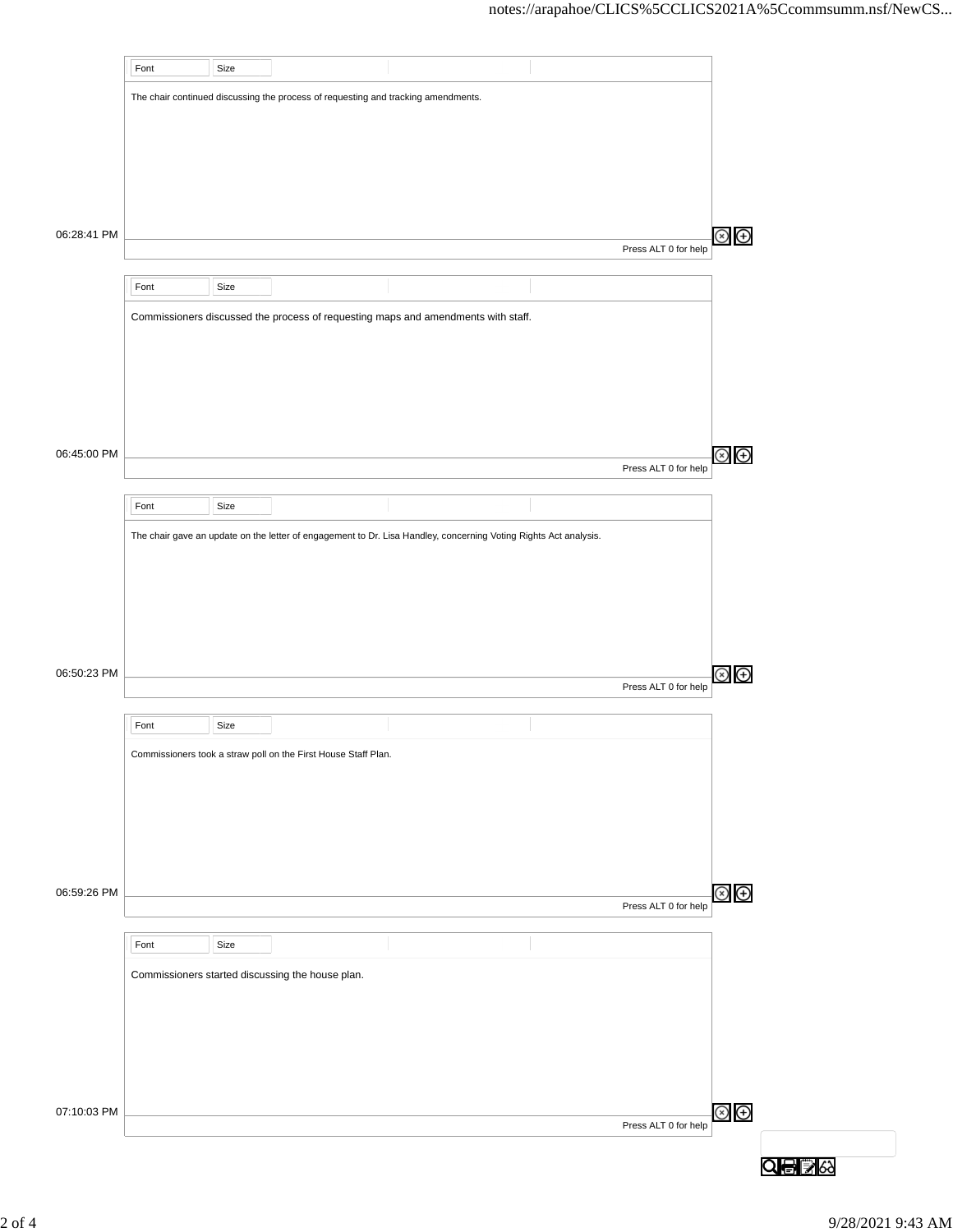The chair continued discussing the process of requesting and tracking amendments.

06:28:41 PM

Commissioners discussed the process of requesting maps and amendments with staff.

06:45:00 PM

The chair gave an update on the letter of engagement to Dr. Lisa Handley, concerning Voting Rights Act analysis.

06:50:23 PM

Commissioners took a straw poll on the First House Staff Plan.

06:59:26 PM

Commissioners started discussing the house plan.

07:10:03 PM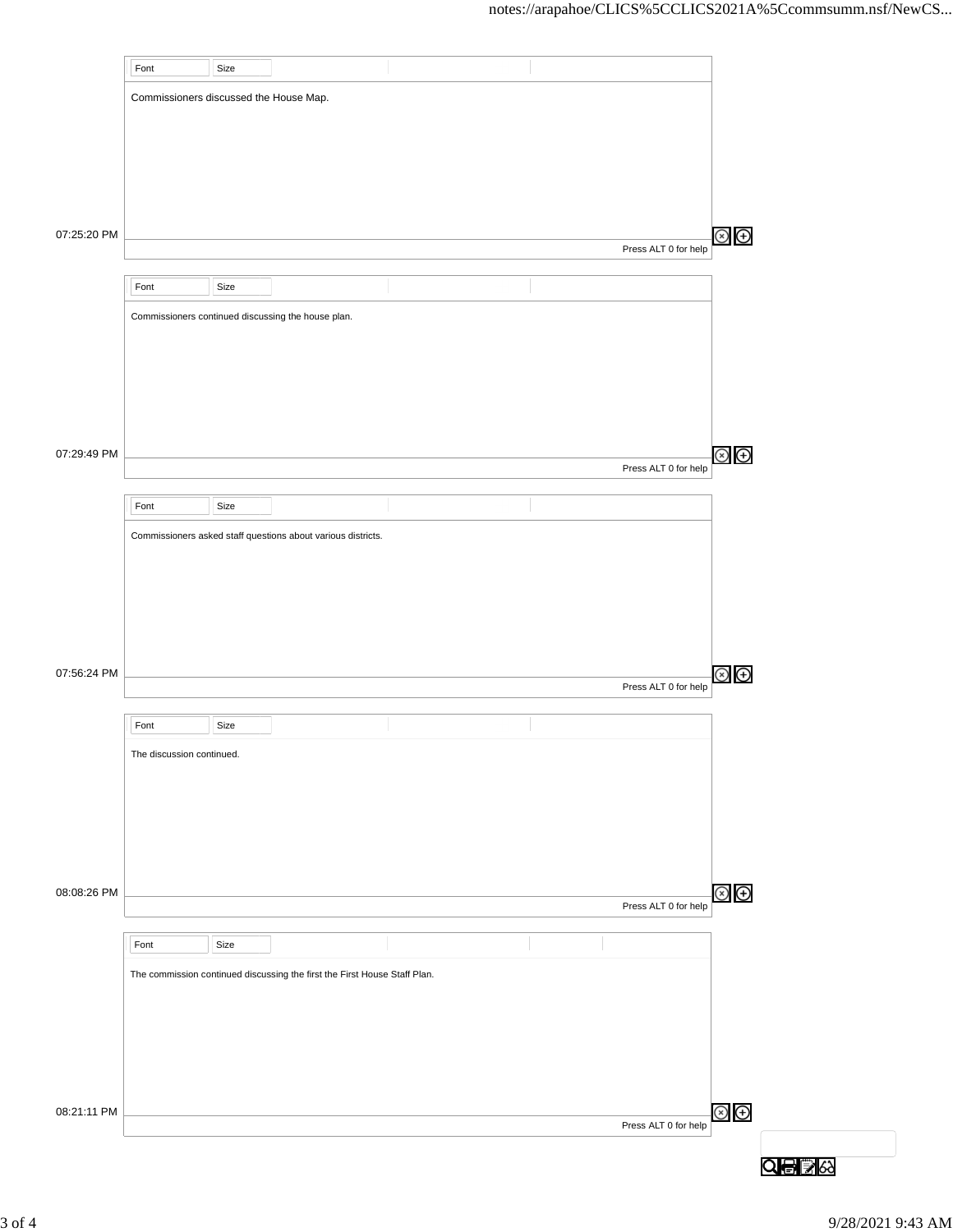07:25:20 PM

Commissioners discussed the House Map.

07:29:49 PM

Commissioners continued discussing the house plan.

07:56:24 PM

Commissioners asked staff questions about various districts.

08:08:26 PM

The discussion continued.

08:21:11 PM

The commission continued discussing the first the First House Staff Plan.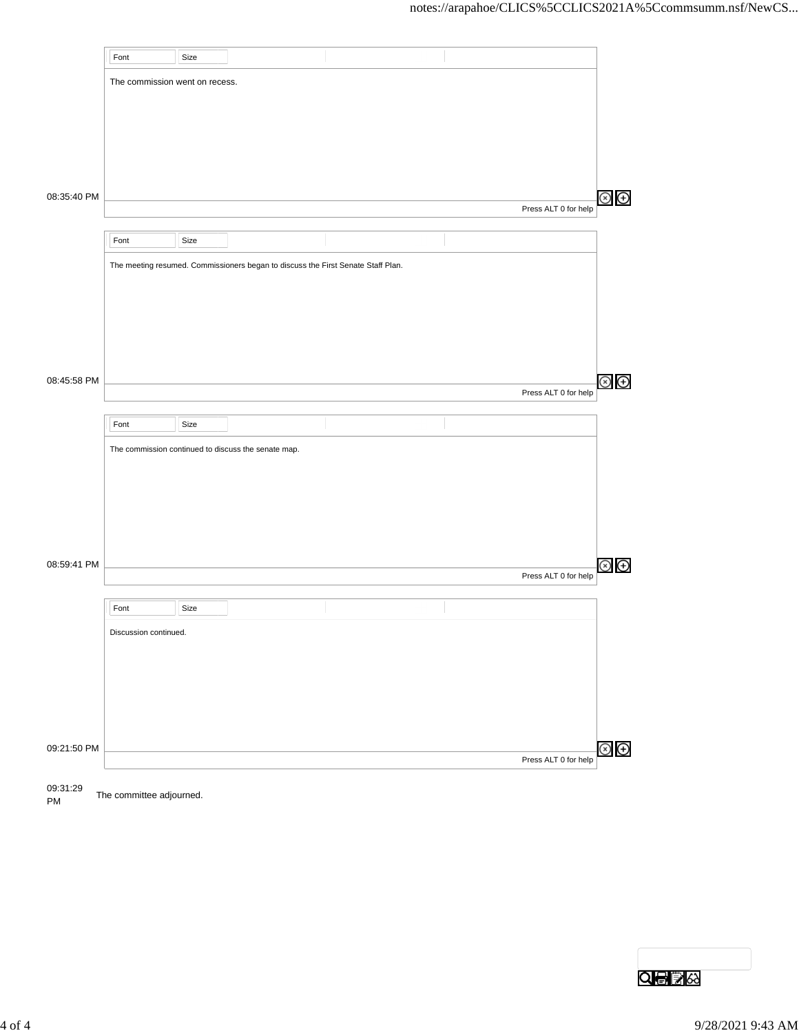The commission went on recess.

08:35:40 PM

The meeting resumed. Commissioners began to discuss the First Senate Staff Plan.

08:45:58 PM

The commission continued to discuss the senate map.

08:59:41 PM

Discussion continued.

09:21:50 PM

09:31:29 PM The committee adjourned.